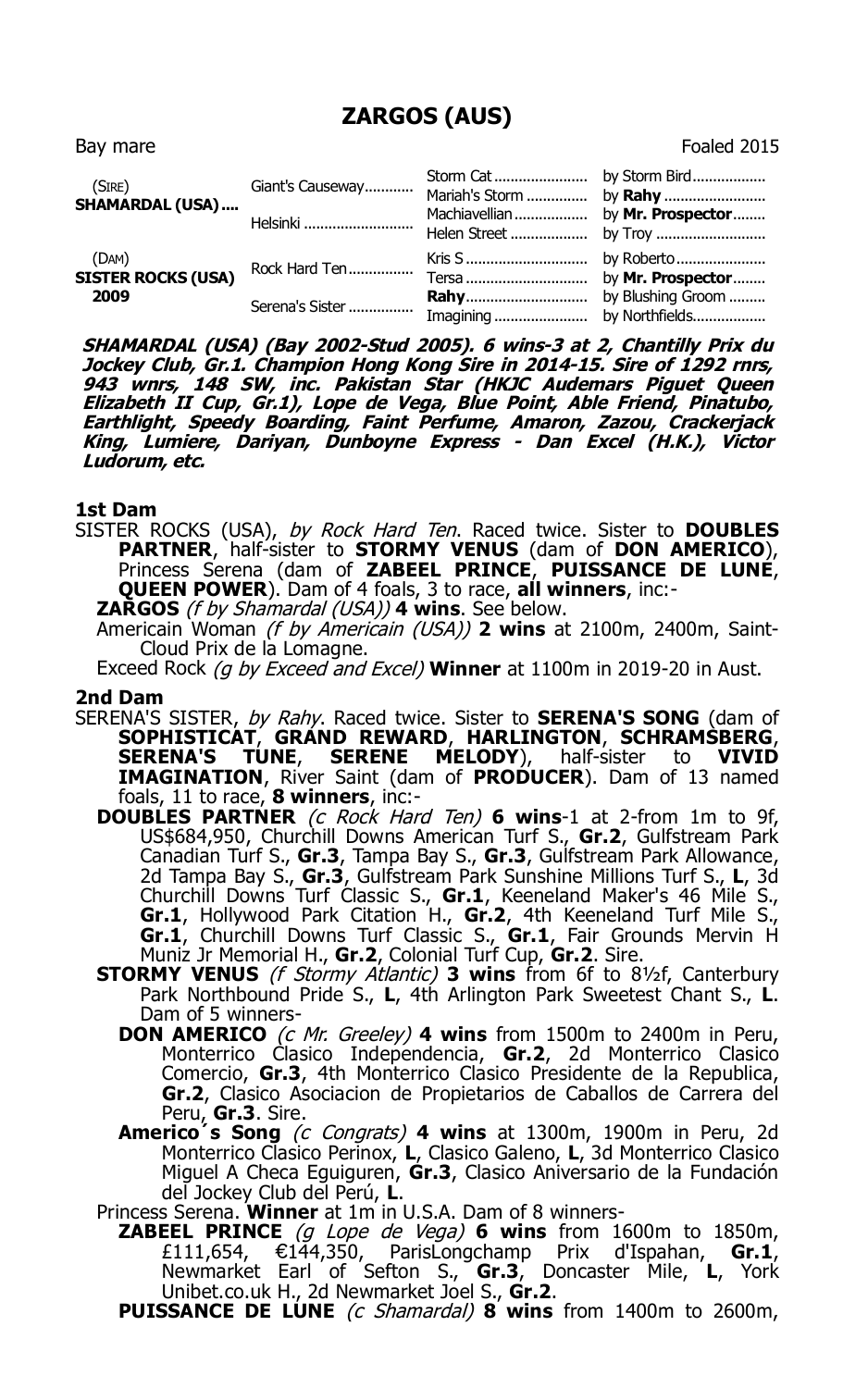# ZARGOS (AUS)

Bay mare | Foaled 2015

| | | | |
|---|---|---|---|
| (SIRE) **SHAMARDAL (USA)....** | Giant's Causeway........... | Storm Cat....................... | by Storm Bird.................. |
| | | Mariah's Storm ............... | by **Rahy** ......................... |
| | Helsinki ........................... | Machiavellian .................. | by **Mr. Prospector**........ |
| | | Helen Street ................... | by Troy ............................ |
| (DAM) **SISTER ROCKS (USA) 2009** | Rock Hard Ten................ | Kris S ............................. | by Roberto....................... |
| | | Tersa .............................. | by **Mr. Prospector**........ |
| | Serena's Sister ................ | **Rahy**.............................. | by Blushing Groom .......... |
| | | Imagining ........................ | by Northfields.................. |

***SHAMARDAL (USA) (Bay 2002-Stud 2005). 6 wins-3 at 2, Chantilly Prix du Jockey Club, Gr.1. Champion Hong Kong Sire in 2014-15. Sire of 1292 rnrs, 943 wnrs, 148 SW, inc. Pakistan Star (HKJC Audemars Piguet Queen Elizabeth II Cup, Gr.1), Lope de Vega, Blue Point, Able Friend, Pinatubo, Earthlight, Speedy Boarding, Faint Perfume, Amaron, Zazou, Crackerjack King, Lumiere, Dariyan, Dunboyne Express - Dan Excel (H.K.), Victor Ludorum, etc.***

## 1st Dam

SISTER ROCKS (USA), *by Rock Hard Ten*. Raced twice. Sister to **DOUBLES PARTNER**, half-sister to **STORMY VENUS** (dam of **DON AMERICO**), Princess Serena (dam of **ZABEEL PRINCE**, **PUISSANCE DE LUNE**, **QUEEN POWER**). Dam of 4 foals, 3 to race, **all winners**, inc:-

**ZARGOS** *(f by Shamardal (USA))* **4 wins**. See below.

Americain Woman *(f by Americain (USA))* **2 wins** at 2100m, 2400m, Saint-Cloud Prix de la Lomagne.

Exceed Rock *(g by Exceed and Excel)* **Winner** at 1100m in 2019-20 in Aust.

## 2nd Dam

SERENA'S SISTER, *by Rahy*. Raced twice. Sister to **SERENA'S SONG** (dam of **SOPHISTICAT**, **GRAND REWARD**, **HARLINGTON**, **SCHRAMSBERG**, **SERENA'S TUNE**, **SERENE MELODY**), half-sister to **VIVID IMAGINATION**, River Saint (dam of **PRODUCER**). Dam of 13 named foals, 11 to race, **8 winners**, inc:-

**DOUBLES PARTNER** *(c Rock Hard Ten)* **6 wins**-1 at 2-from 1m to 9f, US$684,950, Churchill Downs American Turf S., **Gr.2**, Gulfstream Park Canadian Turf S., **Gr.3**, Tampa Bay S., **Gr.3**, Gulfstream Park Allowance, 2d Tampa Bay S., **Gr.3**, Gulfstream Park Sunshine Millions Turf S., **L**, 3d Churchill Downs Turf Classic S., **Gr.1**, Keeneland Maker's 46 Mile S., **Gr.1**, Hollywood Park Citation H., **Gr.2**, 4th Keeneland Turf Mile S., **Gr.1**, Churchill Downs Turf Classic S., **Gr.1**, Fair Grounds Mervin H Muniz Jr Memorial H., **Gr.2**, Colonial Turf Cup, **Gr.2**. Sire.

**STORMY VENUS** *(f Stormy Atlantic)* **3 wins** from 6f to 8½f, Canterbury Park Northbound Pride S., **L**, 4th Arlington Park Sweetest Chant S., **L**. Dam of 5 winners-

**DON AMERICO** *(c Mr. Greeley)* **4 wins** from 1500m to 2400m in Peru, Monterrico Clasico Independencia, **Gr.2**, 2d Monterrico Clasico Comercio, **Gr.3**, 4th Monterrico Clasico Presidente de la Republica, **Gr.2**, Clasico Asociacion de Propietarios de Caballos de Carrera del Peru, **Gr.3**. Sire.

**Americo´s Song** *(c Congrats)* **4 wins** at 1300m, 1900m in Peru, 2d Monterrico Clasico Perinox, **L**, Clasico Galeno, **L**, 3d Monterrico Clasico Miguel A Checa Eguiguren, **Gr.3**, Clasico Aniversario de la Fundación del Jockey Club del Perú, **L**.

Princess Serena. **Winner** at 1m in U.S.A. Dam of 8 winners-

**ZABEEL PRINCE** *(g Lope de Vega)* **6 wins** from 1600m to 1850m, £111,654, €144,350, ParisLongchamp Prix d'Ispahan, **Gr.1**, Newmarket Earl of Sefton S., **Gr.3**, Doncaster Mile, **L**, York Unibet.co.uk H., 2d Newmarket Joel S., **Gr.2**.

**PUISSANCE DE LUNE** *(c Shamardal)* **8 wins** from 1400m to 2600m,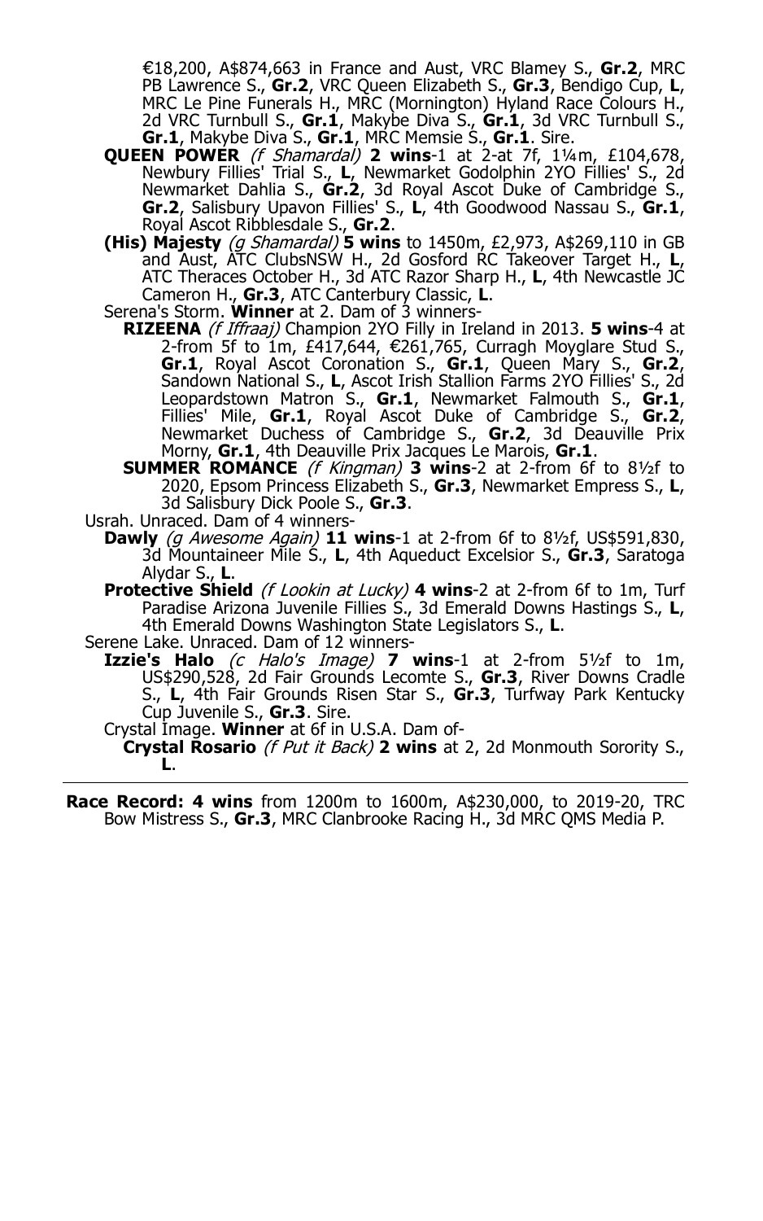€18,200, A$874,663 in France and Aust, VRC Blamey S., **Gr.2**, MRC PB Lawrence S., **Gr.2**, VRC Queen Elizabeth S., **Gr.3**, Bendigo Cup, **L**, MRC Le Pine Funerals H., MRC (Mornington) Hyland Race Colours H., 2d VRC Turnbull S., **Gr.1**, Makybe Diva S., **Gr.1**, 3d VRC Turnbull S., **Gr.1**, Makybe Diva S., **Gr.1**, MRC Memsie S., **Gr.1**. Sire.

**QUEEN POWER** *(f Shamardal)* **2 wins**-1 at 2-at 7f, 1¼m, £104,678, Newbury Fillies' Trial S., **L**, Newmarket Godolphin 2YO Fillies' S., 2d Newmarket Dahlia S., **Gr.2**, 3d Royal Ascot Duke of Cambridge S., **Gr.2**, Salisbury Upavon Fillies' S., **L**, 4th Goodwood Nassau S., **Gr.1**, Royal Ascot Ribblesdale S., **Gr.2**.

**(His) Majesty** *(g Shamardal)* **5 wins** to 1450m, £2,973, A$269,110 in GB and Aust, ATC ClubsNSW H., 2d Gosford RC Takeover Target H., **L**, ATC Theraces October H., 3d ATC Razor Sharp H., **L**, 4th Newcastle JC Cameron H., **Gr.3**, ATC Canterbury Classic, **L**.

Serena's Storm. **Winner** at 2. Dam of 3 winners-

**RIZEENA** *(f Iffraaj)* Champion 2YO Filly in Ireland in 2013. **5 wins**-4 at 2-from 5f to 1m, £417,644, €261,765, Curragh Moyglare Stud S., **Gr.1**, Royal Ascot Coronation S., **Gr.1**, Queen Mary S., **Gr.2**, Sandown National S., **L**, Ascot Irish Stallion Farms 2YO Fillies' S., 2d Leopardstown Matron S., **Gr.1**, Newmarket Falmouth S., **Gr.1**, Fillies' Mile, **Gr.1**, Royal Ascot Duke of Cambridge S., **Gr.2**, Newmarket Duchess of Cambridge S., **Gr.2**, 3d Deauville Prix Morny, **Gr.1**, 4th Deauville Prix Jacques Le Marois, **Gr.1**.

**SUMMER ROMANCE** *(f Kingman)* **3 wins**-2 at 2-from 6f to 8½f to 2020, Epsom Princess Elizabeth S., **Gr.3**, Newmarket Empress S., **L**, 3d Salisbury Dick Poole S., **Gr.3**.

Usrah. Unraced. Dam of 4 winners-

**Dawly** *(g Awesome Again)* **11 wins**-1 at 2-from 6f to 8½f, US$591,830, 3d Mountaineer Mile S., **L**, 4th Aqueduct Excelsior S., **Gr.3**, Saratoga Alydar S., **L**.

**Protective Shield** *(f Lookin at Lucky)* **4 wins**-2 at 2-from 6f to 1m, Turf Paradise Arizona Juvenile Fillies S., 3d Emerald Downs Hastings S., **L**, 4th Emerald Downs Washington State Legislators S., **L**.

Serene Lake. Unraced. Dam of 12 winners-

**Izzie's Halo** *(c Halo's Image)* **7 wins**-1 at 2-from 5½f to 1m, US$290,528, 2d Fair Grounds Lecomte S., **Gr.3**, River Downs Cradle S., **L**, 4th Fair Grounds Risen Star S., **Gr.3**, Turfway Park Kentucky Cup Juvenile S., **Gr.3**. Sire.

Crystal Image. **Winner** at 6f in U.S.A. Dam of-

**Crystal Rosario** *(f Put it Back)* **2 wins** at 2, 2d Monmouth Sorority S., **L**.

---

**Race Record: 4 wins** from 1200m to 1600m, A$230,000, to 2019-20, TRC Bow Mistress S., **Gr.3**, MRC Clanbrooke Racing H., 3d MRC QMS Media P.